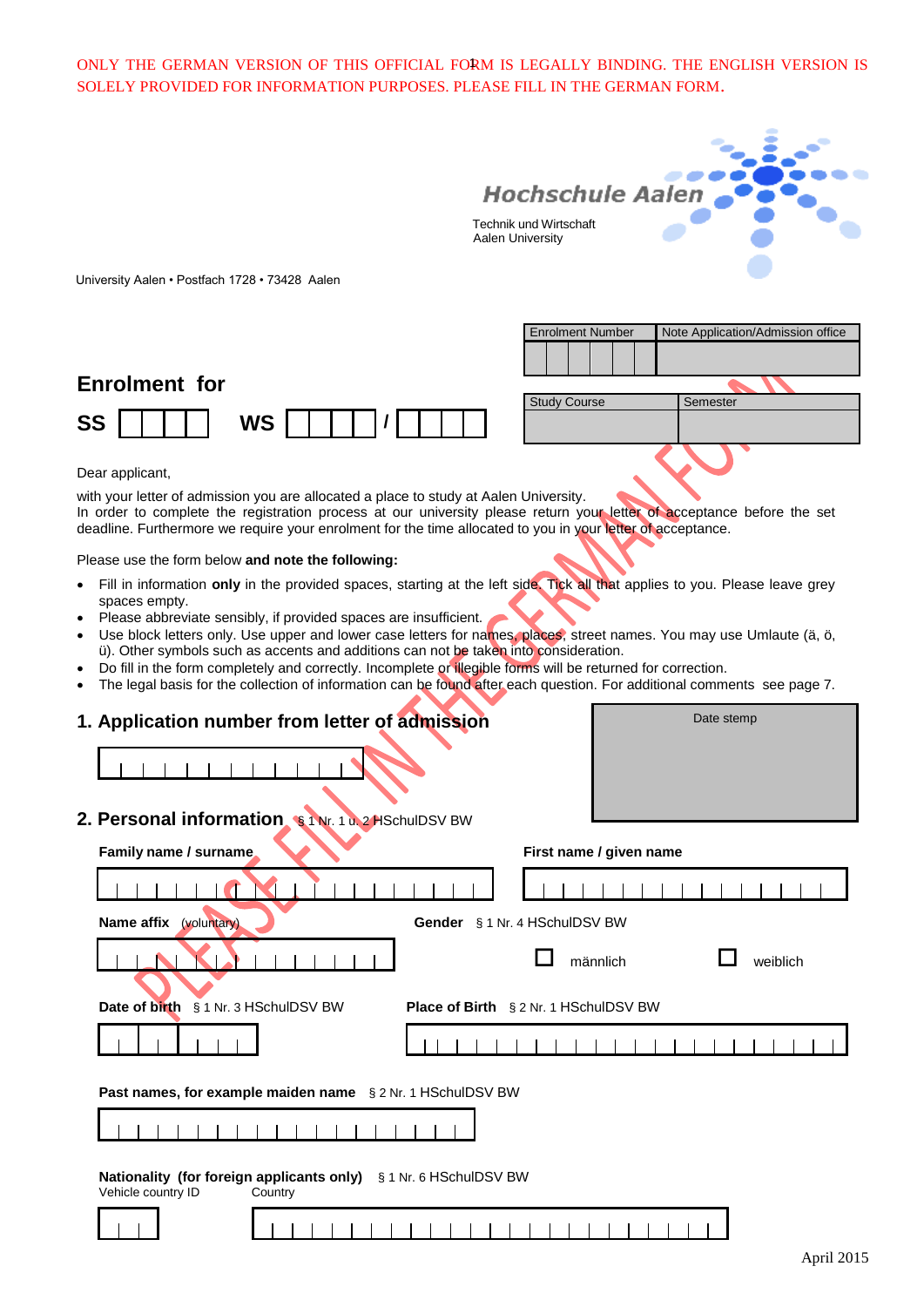ONLY THE GERMAN VERSION OF THIS OFFICIAL FORM IS LEGALLY BINDING. THE ENGLISH VERSION IS SOLELY PROVIDED FOR INFORMATION PURPOSES. PLEASE FILL IN THE GERMAN FORM.

**Hochschule Aalen**

Technik und Wirtschaft
Aalen University

University Aalen • Postfach 1728 • 73428 Aalen

| Enrolment Number | Note Application/Admission office |
|---|---|
| | |

# Enrolment for

**SS** ☐☐☐☐ **WS** ☐☐☐☐ / ☐☐☐☐

| Study Course | Semester |
|---|---|
| | |

Dear applicant,

with your letter of admission you are allocated a place to study at Aalen University.
In order to complete the registration process at our university please return your letter of acceptance before the set deadline. Furthermore we require your enrolment for the time allocated to you in your letter of acceptance.

Please use the form below **and note the following:**

- Fill in information **only** in the provided spaces, starting at the left side. Tick all that applies to you. Please leave grey spaces empty.
- Please abbreviate sensibly, if provided spaces are insufficient.
- Use block letters only. Use upper and lower case letters for names, places, street names. You may use Umlaute (ä, ö, ü). Other symbols such as accents and additions can not be taken into consideration.
- Do fill in the form completely and correctly. Incomplete or illegible forms will be returned for correction.
- The legal basis for the collection of information can be found after each question. For additional comments see page 7.

## 1. Application number from letter of admission

Date stemp

## 2. Personal information § 1 Nr. 1 u. 2 HSchulDSV BW

**Family name / surname**

**First name / given name**

**Name affix** (voluntary)

**Gender** § 1 Nr. 4 HSchulDSV BW

☐ männlich ☐ weiblich

**Date of birth** § 1 Nr. 3 HSchulDSV BW

**Place of Birth** § 2 Nr. 1 HSchulDSV BW

**Past names, for example maiden name** § 2 Nr. 1 HSchulDSV BW

**Nationality (for foreign applicants only)** § 1 Nr. 6 HSchulDSV BW

Vehicle country ID Country

April 2015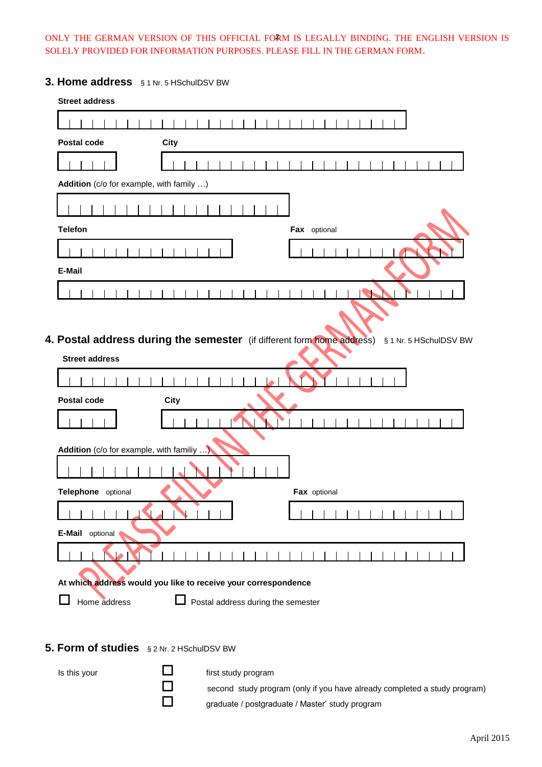ONLY THE GERMAN VERSION OF THIS OFFICIAL FORM IS LEGALLY BINDING. THE ENGLISH VERSION IS SOLELY PROVIDED FOR INFORMATION PURPOSES. PLEASE FILL IN THE GERMAN FORM.

## 3. Home address § 1 Nr. 5 HSchulDSV BW

**Street address**

**Postal code** **City**

**Addition** (c/o for example, with family …)

**Telefon** **Fax** optional

**E-Mail**

PLEASE FILL IN THE GERMAN FORM

## 4. Postal address during the semester (if different form home address) § 1 Nr. 5 HSchulDSV BW

**Street address**

**Postal code** **City**

**Addition** (c/o for example, with familiy …)

**Telephone** optional **Fax** optional

**E-Mail** optional

**At which address would you like to receive your correspondence**

☐ Home address ☐ Postal address during the semester

## 5. Form of studies § 2 Nr. 2 HSchulDSV BW

Is this your

☐ first study program

☐ second study program (only if you have already completed a study program)

☐ graduate / postgraduate / Master' study program

April 2015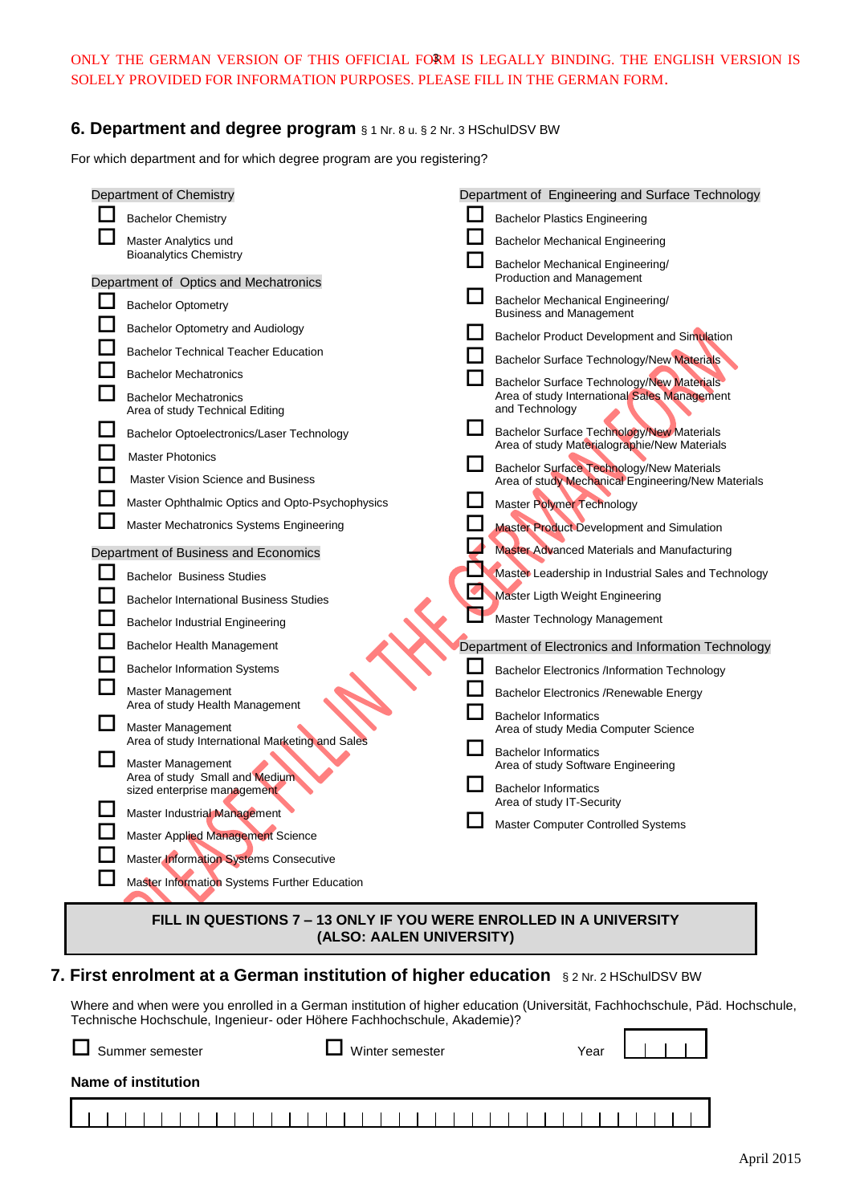ONLY THE GERMAN VERSION OF THIS OFFICIAL FORM IS LEGALLY BINDING. THE ENGLISH VERSION IS SOLELY PROVIDED FOR INFORMATION PURPOSES. PLEASE FILL IN THE GERMAN FORM.

## 6. Department and degree program § 1 Nr. 8 u. § 2 Nr. 3 HSchulDSV BW

For which department and for which degree program are you registering?

**Department of Chemistry**

- ☐ Bachelor Chemistry
- ☐ Master Analytics und Bioanalytics Chemistry

**Department of Optics and Mechatronics**

- ☐ Bachelor Optometry
- ☐ Bachelor Optometry and Audiology
- ☐ Bachelor Technical Teacher Education
- ☐ Bachelor Mechatronics
- ☐ Bachelor Mechatronics Area of study Technical Editing
- ☐ Bachelor Optoelectronics/Laser Technology
- ☐ Master Photonics
- ☐ Master Vision Science and Business
- ☐ Master Ophthalmic Optics and Opto-Psychophysics
- ☐ Master Mechatronics Systems Engineering

**Department of Business and Economics**

- ☐ Bachelor Business Studies
- ☐ Bachelor International Business Studies
- ☐ Bachelor Industrial Engineering
- ☐ Bachelor Health Management
- ☐ Bachelor Information Systems
- ☐ Master Management Area of study Health Management
- ☐ Master Management Area of study International Marketing and Sales
- ☐ Master Management Area of study Small and Medium sized enterprise management
- ☐ Master Industrial Management
- ☐ Master Applied Management Science
- ☐ Master Information Systems Consecutive
- ☐ Master Information Systems Further Education

**Department of Engineering and Surface Technology**

- ☐ Bachelor Plastics Engineering
- ☐ Bachelor Mechanical Engineering
- ☐ Bachelor Mechanical Engineering/ Production and Management
- ☐ Bachelor Mechanical Engineering/ Business and Management
- ☐ Bachelor Product Development and Simulation
- ☐ Bachelor Surface Technology/New Materials
- ☐ Bachelor Surface Technology/New Materials Area of study International Sales Management and Technology
- ☐ Bachelor Surface Technology/New Materials Area of study Materialographie/New Materials
- ☐ Bachelor Surface Technology/New Materials Area of study Mechanical Engineering/New Materials
- ☐ Master Polymer Technology
- ☐ Master Product Development and Simulation
- ☐ Master Advanced Materials and Manufacturing
- ☐ Master Leadership in Industrial Sales and Technology
- ☐ Master Ligth Weight Engineering
- ☐ Master Technology Management

**Department of Electronics and Information Technology**

- ☐ Bachelor Electronics /Information Technology
- ☐ Bachelor Electronics /Renewable Energy
- ☐ Bachelor Informatics Area of study Media Computer Science
- ☐ Bachelor Informatics Area of study Software Engineering
- ☐ Bachelor Informatics Area of study IT-Security
- ☐ Master Computer Controlled Systems

PLEASE FILL IN THE GERMAN FORM

**FILL IN QUESTIONS 7 – 13 ONLY IF YOU WERE ENROLLED IN A UNIVERSITY (ALSO: AALEN UNIVERSITY)**

## 7. First enrolment at a German institution of higher education § 2 Nr. 2 HSchulDSV BW

Where and when were you enrolled in a German institution of higher education (Universität, Fachhochschule, Päd. Hochschule, Technische Hochschule, Ingenieur- oder Höhere Fachhochschule, Akademie)?

☐ Summer semester ☐ Winter semester Year | | | | |

**Name of institution**

| | | | | | | | | | | | | | | | | | | | | | | | | | | | | | | | | | |

April 2015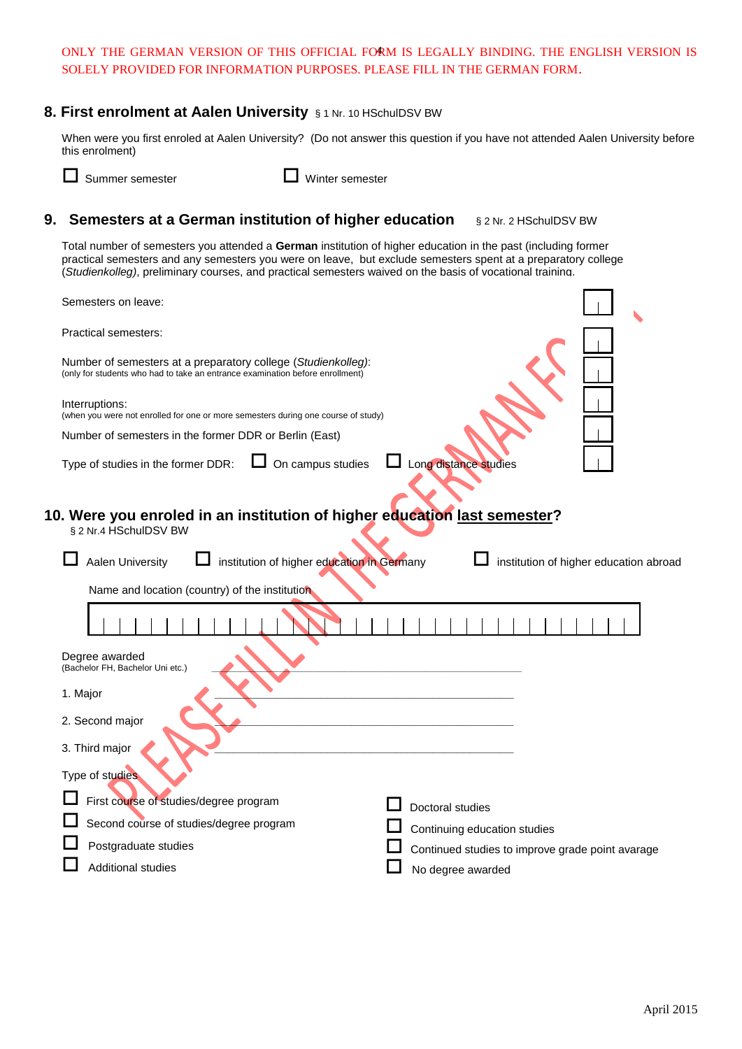ONLY THE GERMAN VERSION OF THIS OFFICIAL FORM IS LEGALLY BINDING. THE ENGLISH VERSION IS SOLELY PROVIDED FOR INFORMATION PURPOSES. PLEASE FILL IN THE GERMAN FORM.

## 8. First enrolment at Aalen University § 1 Nr. 10 HSchulDSV BW

When were you first enroled at Aalen University? (Do not answer this question if you have not attended Aalen University before this enrolment)

☐ Summer semester ☐ Winter semester

## 9. Semesters at a German institution of higher education § 2 Nr. 2 HSchulDSV BW

Total number of semesters you attended a **German** institution of higher education in the past (including former practical semesters and any semesters you were on leave, but exclude semesters spent at a preparatory college (*Studienkolleg)*, preliminary courses, and practical semesters waived on the basis of vocational training.

Semesters on leave: ☐☐

Practical semesters: ☐☐

Number of semesters at a preparatory college (*Studienkolleg)*: ☐☐
(only for students who had to take an entrance examination before enrollment)

Interruptions: ☐☐
(when you were not enrolled for one or more semesters during one course of study)

Number of semesters in the former DDR or Berlin (East) ☐☐

Type of studies in the former DDR: ☐ On campus studies ☐ Long distance studies ☐☐

PLEASE FILL IN THE GERMAN FORM

## 10. Were you enroled in an institution of higher education last semester?

§ 2 Nr.4 HSchulDSV BW

☐ Aalen University ☐ institution of higher education in Germany ☐ institution of higher education abroad

Name and location (country) of the institution

Degree awarded
(Bachelor FH, Bachelor Uni etc.) \_\_\_\_\_\_\_\_\_\_\_\_\_\_\_\_\_\_\_\_\_\_\_\_\_\_\_\_\_\_

1. Major \_\_\_\_\_\_\_\_\_\_\_\_\_\_\_\_\_\_\_\_\_\_\_\_\_\_\_\_\_\_

2. Second major \_\_\_\_\_\_\_\_\_\_\_\_\_\_\_\_\_\_\_\_\_\_\_\_\_\_\_\_\_\_

3. Third major \_\_\_\_\_\_\_\_\_\_\_\_\_\_\_\_\_\_\_\_\_\_\_\_\_\_\_\_\_\_

Type of studies

☐ First course of studies/degree program
☐ Second course of studies/degree program
☐ Postgraduate studies
☐ Additional studies
☐ Doctoral studies
☐ Continuing education studies
☐ Continued studies to improve grade point avarage
☐ No degree awarded

April 2015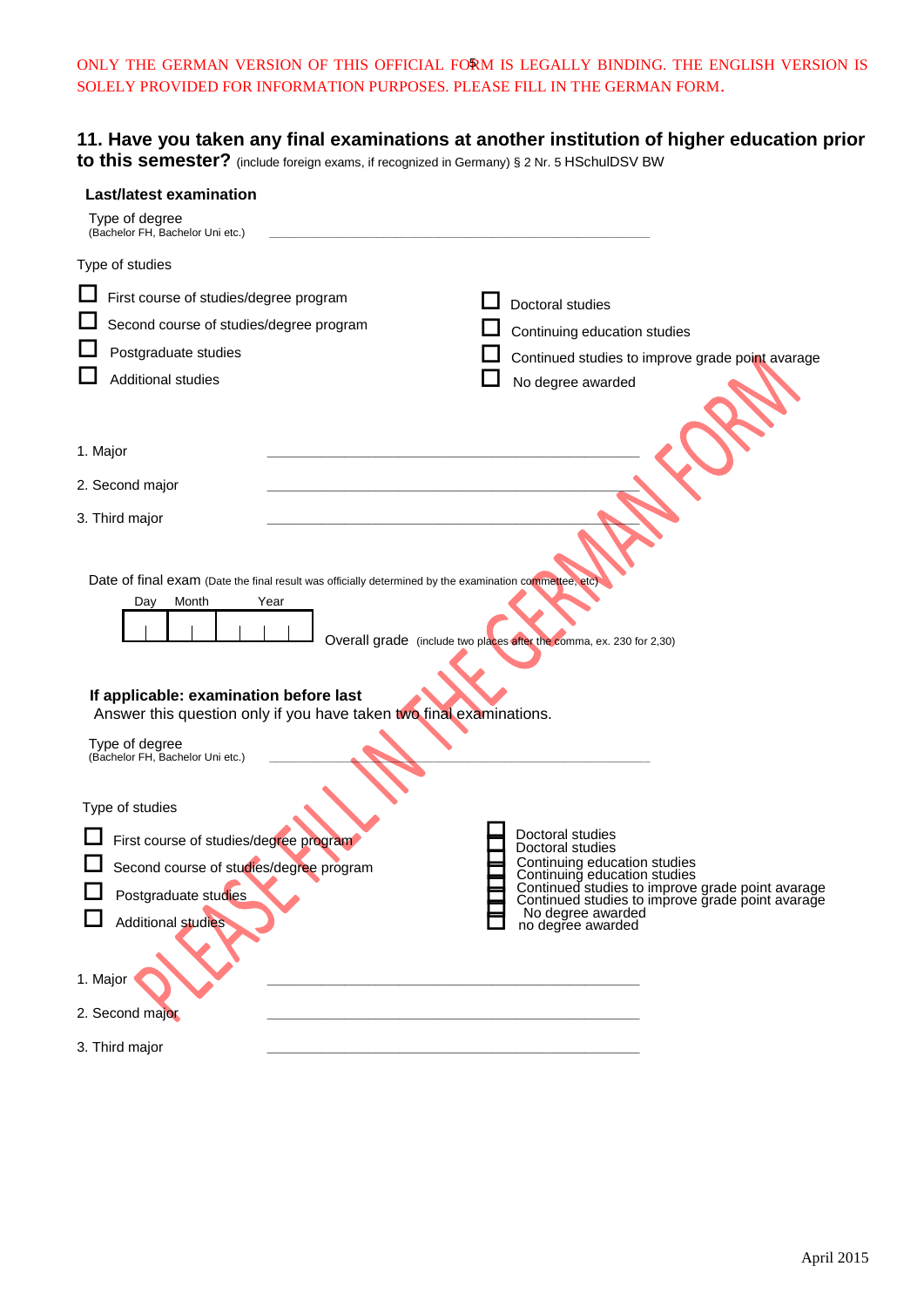ONLY THE GERMAN VERSION OF THIS OFFICIAL FORM IS LEGALLY BINDING. THE ENGLISH VERSION IS SOLELY PROVIDED FOR INFORMATION PURPOSES. PLEASE FILL IN THE GERMAN FORM.

## 11. Have you taken any final examinations at another institution of higher education prior to this semester? (include foreign exams, if recognized in Germany) § 2 Nr. 5 HSchulDSV BW

### Last/latest examination

Type of degree
(Bachelor FH, Bachelor Uni etc.) ______________________________

Type of studies

- ☐ First course of studies/degree program
- ☐ Second course of studies/degree program
- ☐ Postgraduate studies
- ☐ Additional studies
- ☐ Doctoral studies
- ☐ Continuing education studies
- ☐ Continued studies to improve grade point avarage
- ☐ No degree awarded

1. Major ______________________________

2. Second major ______________________________

3. Third major ______________________________

Date of final exam (Date the final result was officially determined by the examination commettee, etc)

| Day | | Month | | Year | | | |
|---|---|---|---|---|---|---|---|
| | | | | | | | |

Overall grade (include two places after the comma, ex. 230 for 2,30)

### If applicable: examination before last

Answer this question only if you have taken two final examinations.

Type of degree
(Bachelor FH, Bachelor Uni etc.) ______________________________

Type of studies

- ☐ First course of studies/degree program
- ☐ Second course of studies/degree program
- ☐ Postgraduate studies
- ☐ Additional studies
- ☐ Doctoral studies
- ☐ Continuing education studies
- ☐ Continued studies to improve grade point avarage
- ☐ No degree awarded

1. Major ______________________________

2. Second major ______________________________

3. Third major ______________________________

PLEASE FILL IN THE GERMAN FORM

April 2015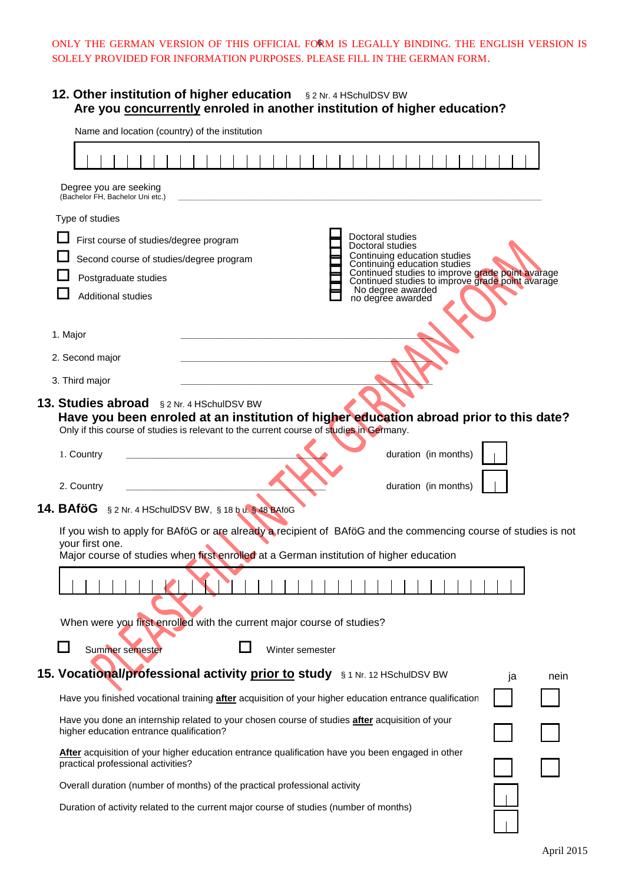ONLY THE GERMAN VERSION OF THIS OFFICIAL FORM IS LEGALLY BINDING. THE ENGLISH VERSION IS SOLELY PROVIDED FOR INFORMATION PURPOSES. PLEASE FILL IN THE GERMAN FORM.

## 12. Other institution of higher education § 2 Nr. 4 HSchulDSV BW

**Are you concurrently enroled in another institution of higher education?**

Name and location (country) of the institution

Degree you are seeking
(Bachelor FH, Bachelor Uni etc.) ______________________________

Type of studies

- ☐ First course of studies/degree program
- ☐ Second course of studies/degree program
- ☐ Postgraduate studies
- ☐ Additional studies
- ☐ Doctoral studies
- ☐ Continuing education studies
- ☐ Continued studies to improve grade point avarage
- ☐ No degree awarded

1. Major ______________________________
2. Second major ______________________________
3. Third major ______________________________

## 13. Studies abroad § 2 Nr. 4 HSchulDSV BW

**Have you been enroled at an institution of higher education abroad prior to this date?**

Only if this course of studies is relevant to the current course of studies in Germany.

1. Country ______________________________ duration (in months) ☐
2. Country ______________________________ duration (in months) ☐

## 14. BAföG § 2 Nr. 4 HSchulDSV BW, § 18 b u. § 48 BAföG

If you wish to apply for BAföG or are already a recipient of BAföG and the commencing course of studies is not your first one.

Major course of studies when first enrolled at a German institution of higher education

When were you first enrolled with the current major course of studies?

☐ Summer semester ☐ Winter semester

## 15. Vocational/professional activity prior to study § 1 Nr. 12 HSchulDSV BW

| | ja | nein |
|---|---|---|
| Have you finished vocational training **after** acquisition of your higher education entrance qualification | ☐ | ☐ |
| Have you done an internship related to your chosen course of studies **after** acquisition of your higher education entrance qualification? | ☐ | ☐ |
| **After** acquisition of your higher education entrance qualification have you been engaged in other practical professional activities? | ☐ | ☐ |
| Overall duration (number of months) of the practical professional activity | ☐ | |
| Duration of activity related to the current major course of studies (number of months) | ☐ | |

April 2015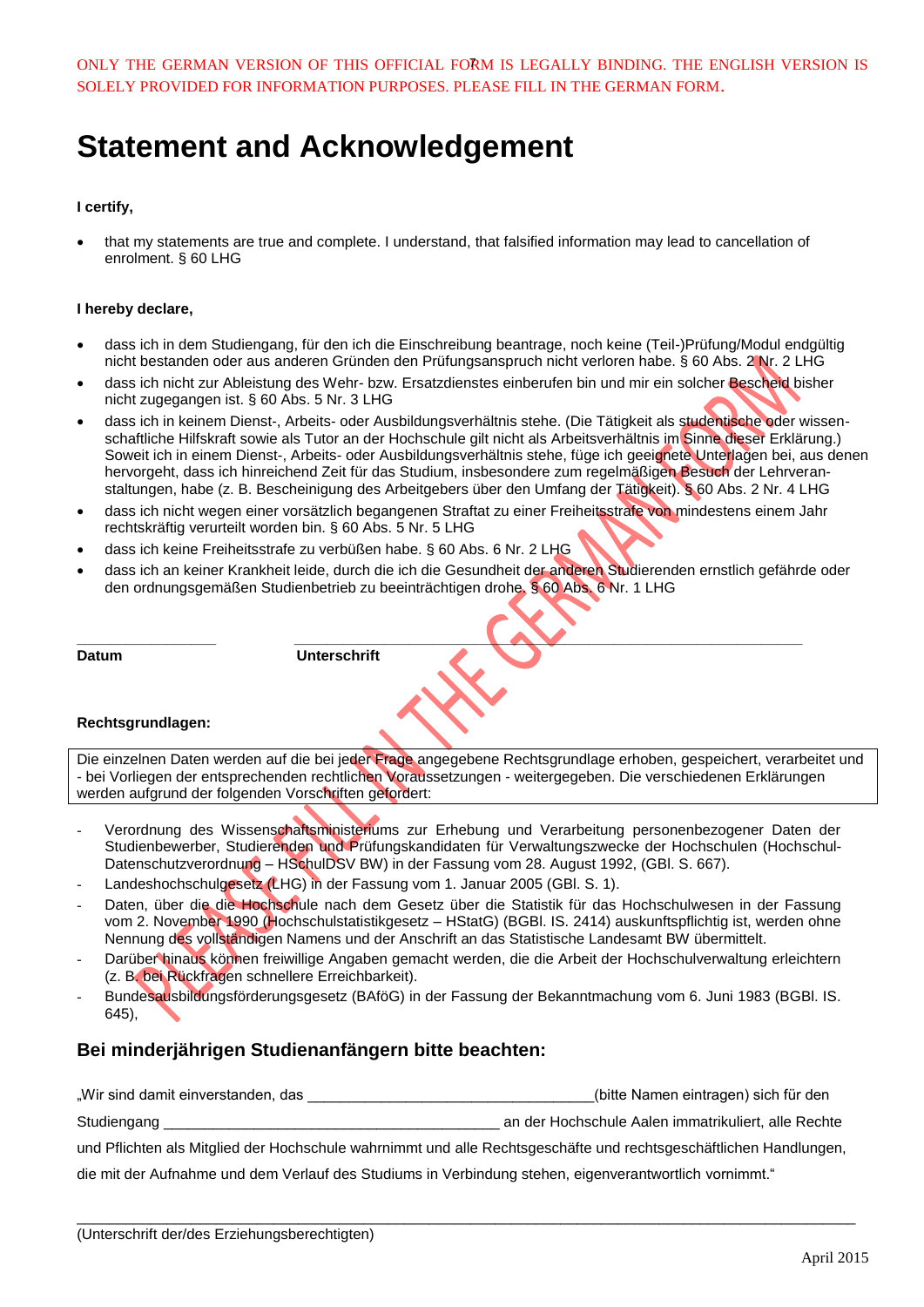ONLY THE GERMAN VERSION OF THIS OFFICIAL FORM IS LEGALLY BINDING. THE ENGLISH VERSION IS SOLELY PROVIDED FOR INFORMATION PURPOSES. PLEASE FILL IN THE GERMAN FORM.

# Statement and Acknowledgement

**I certify,**

- that my statements are true and complete. I understand, that falsified information may lead to cancellation of enrolment. § 60 LHG

**I hereby declare,**

- dass ich in dem Studiengang, für den ich die Einschreibung beantrage, noch keine (Teil-)Prüfung/Modul endgültig nicht bestanden oder aus anderen Gründen den Prüfungsanspruch nicht verloren habe. § 60 Abs. 2 Nr. 2 LHG
- dass ich nicht zur Ableistung des Wehr- bzw. Ersatzdienstes einberufen bin und mir ein solcher Bescheid bisher nicht zugegangen ist. § 60 Abs. 5 Nr. 3 LHG
- dass ich in keinem Dienst-, Arbeits- oder Ausbildungsverhältnis stehe. (Die Tätigkeit als studentische oder wissenschaftliche Hilfskraft sowie als Tutor an der Hochschule gilt nicht als Arbeitsverhältnis im Sinne dieser Erklärung.) Soweit ich in einem Dienst-, Arbeits- oder Ausbildungsverhältnis stehe, füge ich geeignete Unterlagen bei, aus denen hervorgeht, dass ich hinreichend Zeit für das Studium, insbesondere zum regelmäßigen Besuch der Lehrveranstaltungen, habe (z. B. Bescheinigung des Arbeitgebers über den Umfang der Tätigkeit). § 60 Abs. 2 Nr. 4 LHG
- dass ich nicht wegen einer vorsätzlich begangenen Straftat zu einer Freiheitsstrafe von mindestens einem Jahr rechtskräftig verurteilt worden bin. § 60 Abs. 5 Nr. 5 LHG
- dass ich keine Freiheitsstrafe zu verbüßen habe. § 60 Abs. 6 Nr. 2 LHG
- dass ich an keiner Krankheit leide, durch die ich die Gesundheit der anderen Studierenden ernstlich gefährde oder den ordnungsgemäßen Studienbetrieb zu beeinträchtigen drohe. § 60 Abs. 6 Nr. 1 LHG

________________ &nbsp;&nbsp;&nbsp; ____________________________________________

**Datum** &nbsp;&nbsp;&nbsp; **Unterschrift**

PLEASE FILL IN THE GERMAN FORM

**Rechtsgrundlagen:**

Die einzelnen Daten werden auf die bei jeder Frage angegebene Rechtsgrundlage erhoben, gespeichert, verarbeitet und - bei Vorliegen der entsprechenden rechtlichen Voraussetzungen - weitergegeben. Die verschiedenen Erklärungen werden aufgrund der folgenden Vorschriften gefordert:

- Verordnung des Wissenschaftsministeriums zur Erhebung und Verarbeitung personenbezogener Daten der Studienbewerber, Studierenden und Prüfungskandidaten für Verwaltungszwecke der Hochschulen (Hochschul-Datenschutzverordnung – HSchulDSV BW) in der Fassung vom 28. August 1992, (GBl. S. 667).
- Landeshochschulgesetz (LHG) in der Fassung vom 1. Januar 2005 (GBl. S. 1).
- Daten, über die die Hochschule nach dem Gesetz über die Statistik für das Hochschulwesen in der Fassung vom 2. November 1990 (Hochschulstatistikgesetz – HStatG) (BGBl. IS. 2414) auskunftspflichtig ist, werden ohne Nennung des vollständigen Namens und der Anschrift an das Statistische Landesamt BW übermittelt.
- Darüber hinaus können freiwillige Angaben gemacht werden, die die Arbeit der Hochschulverwaltung erleichtern (z. B. bei Rückfragen schnellere Erreichbarkeit).
- Bundesausbildungsförderungsgesetz (BAföG) in der Fassung der Bekanntmachung vom 6. Juni 1983 (BGBl. IS. 645),

## Bei minderjährigen Studienanfängern bitte beachten:

„Wir sind damit einverstanden, das __________________________________(bitte Namen eintragen) sich für den Studiengang ________________________________________ an der Hochschule Aalen immatrikuliert, alle Rechte und Pflichten als Mitglied der Hochschule wahrnimmt und alle Rechtsgeschäfte und rechtsgeschäftlichen Handlungen, die mit der Aufnahme und dem Verlauf des Studiums in Verbindung stehen, eigenverantwortlich vornimmt.“

______________________________________________________________________________

(Unterschrift der/des Erziehungsberechtigten)

April 2015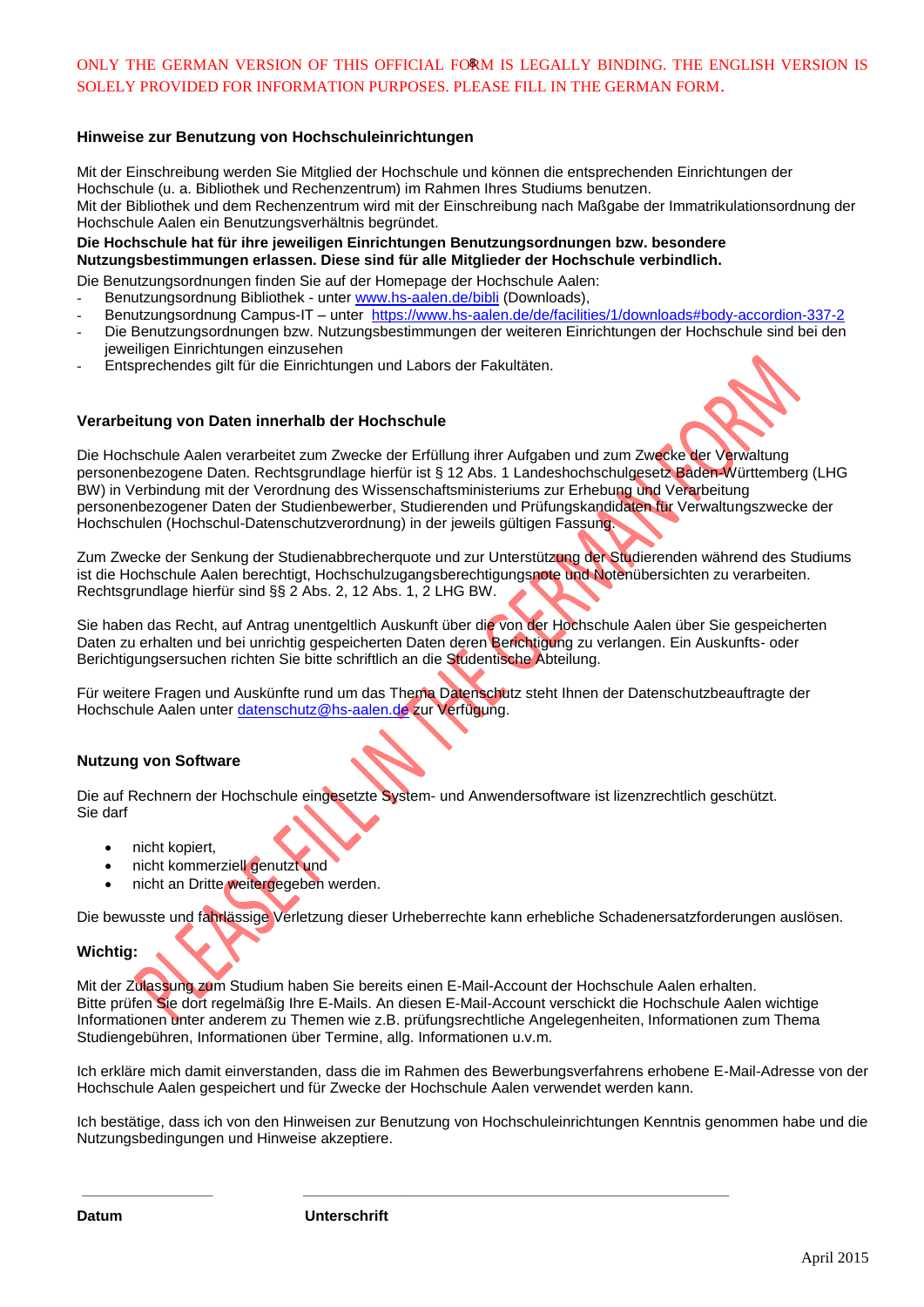ONLY THE GERMAN VERSION OF THIS OFFICIAL FORM IS LEGALLY BINDING. THE ENGLISH VERSION IS SOLELY PROVIDED FOR INFORMATION PURPOSES. PLEASE FILL IN THE GERMAN FORM.

**Hinweise zur Benutzung von Hochschuleinrichtungen**

Mit der Einschreibung werden Sie Mitglied der Hochschule und können die entsprechenden Einrichtungen der Hochschule (u. a. Bibliothek und Rechenzentrum) im Rahmen Ihres Studiums benutzen.
Mit der Bibliothek und dem Rechenzentrum wird mit der Einschreibung nach Maßgabe der Immatrikulationsordnung der Hochschule Aalen ein Benutzungsverhältnis begründet.

**Die Hochschule hat für ihre jeweiligen Einrichtungen Benutzungsordnungen bzw. besondere Nutzungsbestimmungen erlassen. Diese sind für alle Mitglieder der Hochschule verbindlich.**

Die Benutzungsordnungen finden Sie auf der Homepage der Hochschule Aalen:

- Benutzungsordnung Bibliothek - unter www.hs-aalen.de/bibli (Downloads),
- Benutzungsordnung Campus-IT – unter https://www.hs-aalen.de/de/facilities/1/downloads#body-accordion-337-2
- Die Benutzungsordnungen bzw. Nutzungsbestimmungen der weiteren Einrichtungen der Hochschule sind bei den jeweiligen Einrichtungen einzusehen
- Entsprechendes gilt für die Einrichtungen und Labors der Fakultäten.

**Verarbeitung von Daten innerhalb der Hochschule**

Die Hochschule Aalen verarbeitet zum Zwecke der Erfüllung ihrer Aufgaben und zum Zwecke der Verwaltung personenbezogene Daten. Rechtsgrundlage hierfür ist § 12 Abs. 1 Landeshochschulgesetz Baden-Württemberg (LHG BW) in Verbindung mit der Verordnung des Wissenschaftsministeriums zur Erhebung und Verarbeitung personenbezogener Daten der Studienbewerber, Studierenden und Prüfungskandidaten für Verwaltungszwecke der Hochschulen (Hochschul-Datenschutzverordnung) in der jeweils gültigen Fassung.

Zum Zwecke der Senkung der Studienabbrecherquote und zur Unterstützung der Studierenden während des Studiums ist die Hochschule Aalen berechtigt, Hochschulzugangsberechtigungsnote und Notenübersichten zu verarbeiten. Rechtsgrundlage hierfür sind §§ 2 Abs. 2, 12 Abs. 1, 2 LHG BW.

Sie haben das Recht, auf Antrag unentgeltlich Auskunft über die von der Hochschule Aalen über Sie gespeicherten Daten zu erhalten und bei unrichtig gespeicherten Daten deren Berichtigung zu verlangen. Ein Auskunfts- oder Berichtigungsersuchen richten Sie bitte schriftlich an die Studentische Abteilung.

Für weitere Fragen und Auskünfte rund um das Thema Datenschutz steht Ihnen der Datenschutzbeauftragte der Hochschule Aalen unter datenschutz@hs-aalen.de zur Verfügung.

**Nutzung von Software**

Die auf Rechnern der Hochschule eingesetzte System- und Anwendersoftware ist lizenzrechtlich geschützt.
Sie darf

- nicht kopiert,
- nicht kommerziell genutzt und
- nicht an Dritte weitergegeben werden.

Die bewusste und fahrlässige Verletzung dieser Urheberrechte kann erhebliche Schadenersatzforderungen auslösen.

**Wichtig:**

Mit der Zulassung zum Studium haben Sie bereits einen E-Mail-Account der Hochschule Aalen erhalten.
Bitte prüfen Sie dort regelmäßig Ihre E-Mails. An diesen E-Mail-Account verschickt die Hochschule Aalen wichtige Informationen unter anderem zu Themen wie z.B. prüfungsrechtliche Angelegenheiten, Informationen zum Thema Studiengebühren, Informationen über Termine, allg. Informationen u.v.m.

Ich erkläre mich damit einverstanden, dass die im Rahmen des Bewerbungsverfahrens erhobene E-Mail-Adresse von der Hochschule Aalen gespeichert und für Zwecke der Hochschule Aalen verwendet werden kann.

Ich bestätige, dass ich von den Hinweisen zur Benutzung von Hochschuleinrichtungen Kenntnis genommen habe und die Nutzungsbedingungen und Hinweise akzeptiere.

\_\_\_\_\_\_\_\_\_\_\_\_\_\_\_\_ \_\_\_\_\_\_\_\_\_\_\_\_\_\_\_\_\_\_\_\_\_\_\_\_\_\_\_\_\_\_\_\_\_\_\_\_\_\_\_\_

**Datum** **Unterschrift**

PLEASE FILL IN THE GERMAN FORM

April 2015